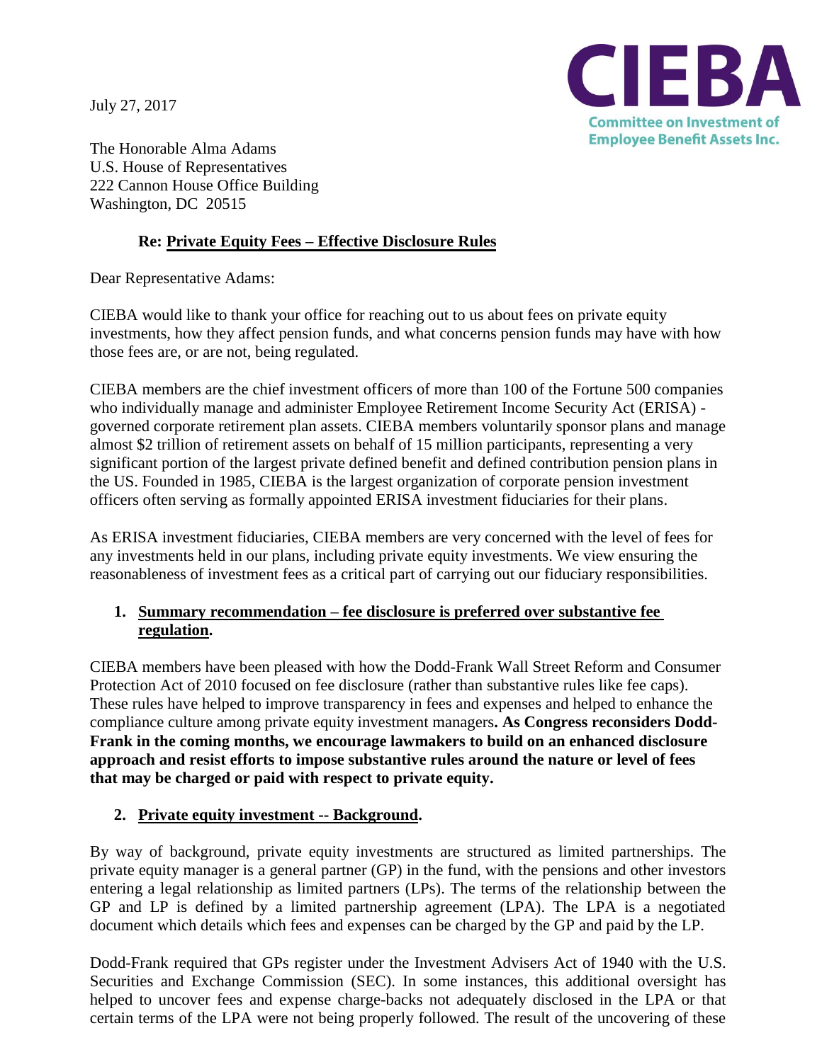July 27, 2017

**CIEBA**
Committee on Investment of Employee Benefit Assets Inc.

The Honorable Alma Adams
U.S. House of Representatives
222 Cannon House Office Building
Washington, DC 20515

**Re: Private Equity Fees – Effective Disclosure Rules**

Dear Representative Adams:

CIEBA would like to thank your office for reaching out to us about fees on private equity investments, how they affect pension funds, and what concerns pension funds may have with how those fees are, or are not, being regulated.

CIEBA members are the chief investment officers of more than 100 of the Fortune 500 companies who individually manage and administer Employee Retirement Income Security Act (ERISA) - governed corporate retirement plan assets. CIEBA members voluntarily sponsor plans and manage almost $2 trillion of retirement assets on behalf of 15 million participants, representing a very significant portion of the largest private defined benefit and defined contribution pension plans in the US. Founded in 1985, CIEBA is the largest organization of corporate pension investment officers often serving as formally appointed ERISA investment fiduciaries for their plans.

As ERISA investment fiduciaries, CIEBA members are very concerned with the level of fees for any investments held in our plans, including private equity investments. We view ensuring the reasonableness of investment fees as a critical part of carrying out our fiduciary responsibilities.

1. **Summary recommendation – fee disclosure is preferred over substantive fee regulation.**

CIEBA members have been pleased with how the Dodd-Frank Wall Street Reform and Consumer Protection Act of 2010 focused on fee disclosure (rather than substantive rules like fee caps). These rules have helped to improve transparency in fees and expenses and helped to enhance the compliance culture among private equity investment managers**. As Congress reconsiders Dodd-Frank in the coming months, we encourage lawmakers to build on an enhanced disclosure approach and resist efforts to impose substantive rules around the nature or level of fees that may be charged or paid with respect to private equity.**

2. **Private equity investment -- Background.**

By way of background, private equity investments are structured as limited partnerships. The private equity manager is a general partner (GP) in the fund, with the pensions and other investors entering a legal relationship as limited partners (LPs). The terms of the relationship between the GP and LP is defined by a limited partnership agreement (LPA). The LPA is a negotiated document which details which fees and expenses can be charged by the GP and paid by the LP.

Dodd-Frank required that GPs register under the Investment Advisers Act of 1940 with the U.S. Securities and Exchange Commission (SEC). In some instances, this additional oversight has helped to uncover fees and expense charge-backs not adequately disclosed in the LPA or that certain terms of the LPA were not being properly followed. The result of the uncovering of these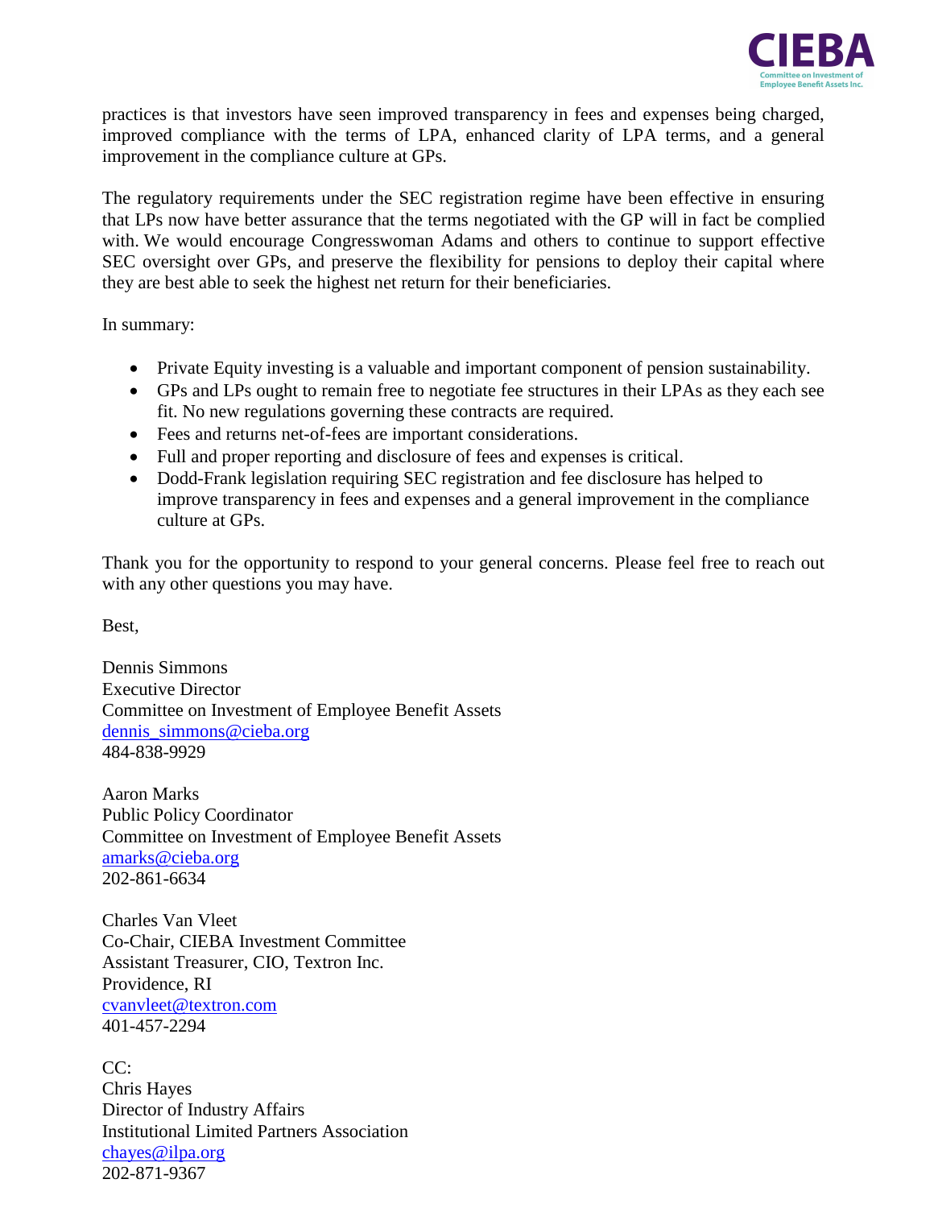practices is that investors have seen improved transparency in fees and expenses being charged, improved compliance with the terms of LPA, enhanced clarity of LPA terms, and a general improvement in the compliance culture at GPs.

The regulatory requirements under the SEC registration regime have been effective in ensuring that LPs now have better assurance that the terms negotiated with the GP will in fact be complied with. We would encourage Congresswoman Adams and others to continue to support effective SEC oversight over GPs, and preserve the flexibility for pensions to deploy their capital where they are best able to seek the highest net return for their beneficiaries.

In summary:

- Private Equity investing is a valuable and important component of pension sustainability.
- GPs and LPs ought to remain free to negotiate fee structures in their LPAs as they each see fit. No new regulations governing these contracts are required.
- Fees and returns net-of-fees are important considerations.
- Full and proper reporting and disclosure of fees and expenses is critical.
- Dodd-Frank legislation requiring SEC registration and fee disclosure has helped to improve transparency in fees and expenses and a general improvement in the compliance culture at GPs.

Thank you for the opportunity to respond to your general concerns. Please feel free to reach out with any other questions you may have.

Best,

Dennis Simmons
Executive Director
Committee on Investment of Employee Benefit Assets
dennis_simmons@cieba.org
484-838-9929

Aaron Marks
Public Policy Coordinator
Committee on Investment of Employee Benefit Assets
amarks@cieba.org
202-861-6634

Charles Van Vleet
Co-Chair, CIEBA Investment Committee
Assistant Treasurer, CIO, Textron Inc.
Providence, RI
cvanvleet@textron.com
401-457-2294

CC:
Chris Hayes
Director of Industry Affairs
Institutional Limited Partners Association
chayes@ilpa.org
202-871-9367